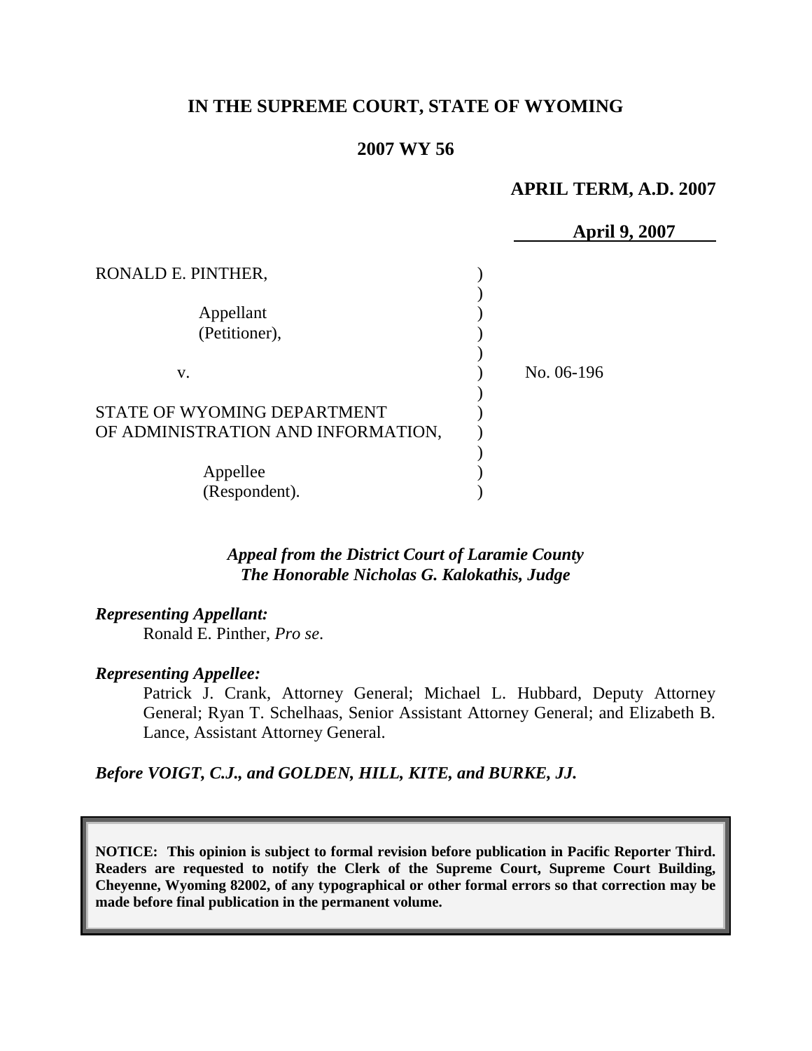**IN THE SUPREME COURT, STATE OF WYOMING**

**2007 WY 56**

**APRIL TERM, A.D. 2007**

**April 9, 2007**

| | | |
|---|---|---|
| RONALD E. PINTHER,<br><br>Appellant<br>(Petitioner),<br><br>v.<br><br>STATE OF WYOMING DEPARTMENT OF ADMINISTRATION AND INFORMATION,<br><br>Appellee<br>(Respondent). | ) | No. 06-196 |

***Appeal from the District Court of Laramie County***
***The Honorable Nicholas G. Kalokathis, Judge***

***Representing Appellant:***

Ronald E. Pinther, *Pro se*.

***Representing Appellee:***

Patrick J. Crank, Attorney General; Michael L. Hubbard, Deputy Attorney General; Ryan T. Schelhaas, Senior Assistant Attorney General; and Elizabeth B. Lance, Assistant Attorney General.

***Before VOIGT, C.J., and GOLDEN, HILL, KITE, and BURKE, JJ.***

**NOTICE: This opinion is subject to formal revision before publication in Pacific Reporter Third. Readers are requested to notify the Clerk of the Supreme Court, Supreme Court Building, Cheyenne, Wyoming 82002, of any typographical or other formal errors so that correction may be made before final publication in the permanent volume.**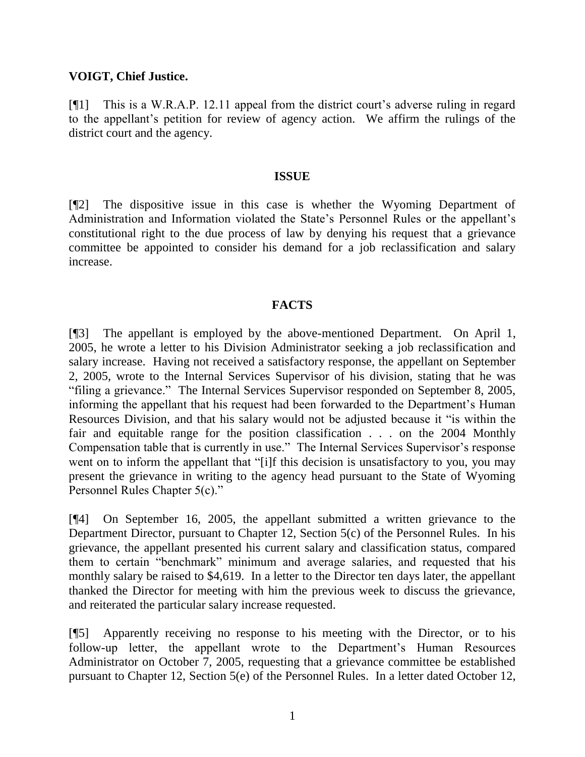**VOIGT, Chief Justice.**

[¶1] This is a W.R.A.P. 12.11 appeal from the district court's adverse ruling in regard to the appellant's petition for review of agency action. We affirm the rulings of the district court and the agency.

## ISSUE

[¶2] The dispositive issue in this case is whether the Wyoming Department of Administration and Information violated the State's Personnel Rules or the appellant's constitutional right to the due process of law by denying his request that a grievance committee be appointed to consider his demand for a job reclassification and salary increase.

## FACTS

[¶3] The appellant is employed by the above-mentioned Department. On April 1, 2005, he wrote a letter to his Division Administrator seeking a job reclassification and salary increase. Having not received a satisfactory response, the appellant on September 2, 2005, wrote to the Internal Services Supervisor of his division, stating that he was "filing a grievance." The Internal Services Supervisor responded on September 8, 2005, informing the appellant that his request had been forwarded to the Department's Human Resources Division, and that his salary would not be adjusted because it "is within the fair and equitable range for the position classification . . . on the 2004 Monthly Compensation table that is currently in use." The Internal Services Supervisor's response went on to inform the appellant that "[i]f this decision is unsatisfactory to you, you may present the grievance in writing to the agency head pursuant to the State of Wyoming Personnel Rules Chapter 5(c)."

[¶4] On September 16, 2005, the appellant submitted a written grievance to the Department Director, pursuant to Chapter 12, Section 5(c) of the Personnel Rules. In his grievance, the appellant presented his current salary and classification status, compared them to certain "benchmark" minimum and average salaries, and requested that his monthly salary be raised to $4,619. In a letter to the Director ten days later, the appellant thanked the Director for meeting with him the previous week to discuss the grievance, and reiterated the particular salary increase requested.

[¶5] Apparently receiving no response to his meeting with the Director, or to his follow-up letter, the appellant wrote to the Department's Human Resources Administrator on October 7, 2005, requesting that a grievance committee be established pursuant to Chapter 12, Section 5(e) of the Personnel Rules. In a letter dated October 12,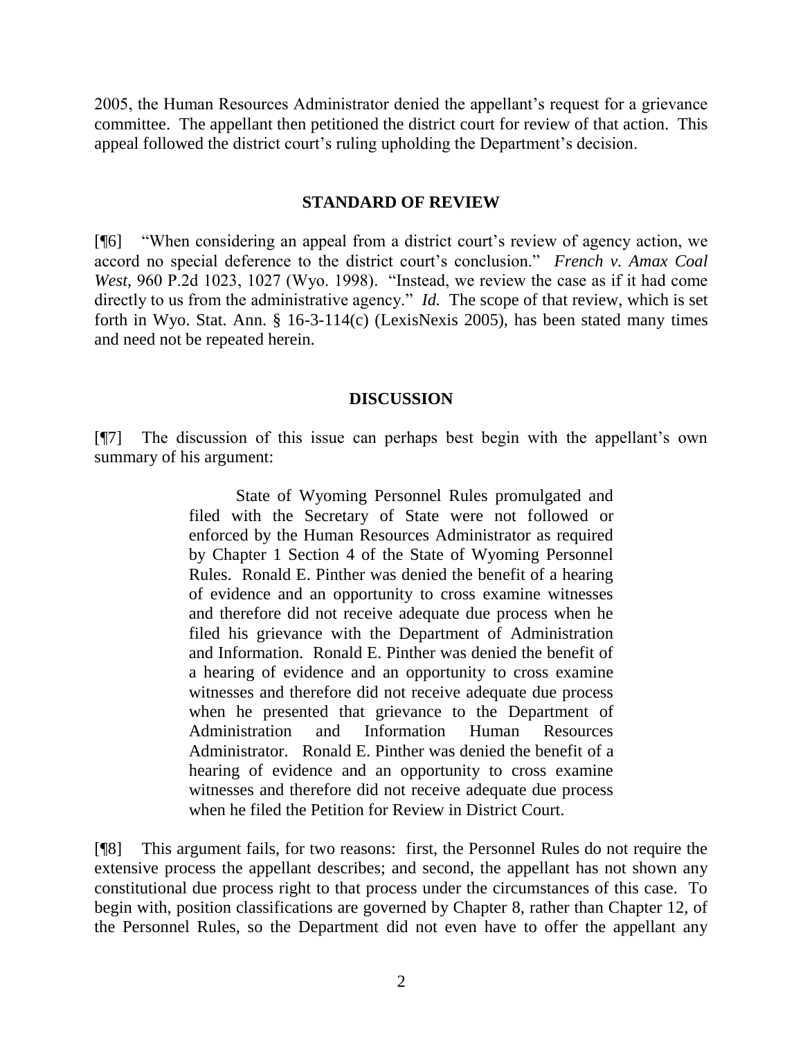2005, the Human Resources Administrator denied the appellant's request for a grievance committee. The appellant then petitioned the district court for review of that action. This appeal followed the district court's ruling upholding the Department's decision.

## STANDARD OF REVIEW

[¶6] "When considering an appeal from a district court's review of agency action, we accord no special deference to the district court's conclusion." *French v. Amax Coal West*, 960 P.2d 1023, 1027 (Wyo. 1998). "Instead, we review the case as if it had come directly to us from the administrative agency." *Id.* The scope of that review, which is set forth in Wyo. Stat. Ann. § 16-3-114(c) (LexisNexis 2005), has been stated many times and need not be repeated herein.

## DISCUSSION

[¶7] The discussion of this issue can perhaps best begin with the appellant's own summary of his argument:

> State of Wyoming Personnel Rules promulgated and filed with the Secretary of State were not followed or enforced by the Human Resources Administrator as required by Chapter 1 Section 4 of the State of Wyoming Personnel Rules. Ronald E. Pinther was denied the benefit of a hearing of evidence and an opportunity to cross examine witnesses and therefore did not receive adequate due process when he filed his grievance with the Department of Administration and Information. Ronald E. Pinther was denied the benefit of a hearing of evidence and an opportunity to cross examine witnesses and therefore did not receive adequate due process when he presented that grievance to the Department of Administration and Information Human Resources Administrator. Ronald E. Pinther was denied the benefit of a hearing of evidence and an opportunity to cross examine witnesses and therefore did not receive adequate due process when he filed the Petition for Review in District Court.

[¶8] This argument fails, for two reasons: first, the Personnel Rules do not require the extensive process the appellant describes; and second, the appellant has not shown any constitutional due process right to that process under the circumstances of this case. To begin with, position classifications are governed by Chapter 8, rather than Chapter 12, of the Personnel Rules, so the Department did not even have to offer the appellant any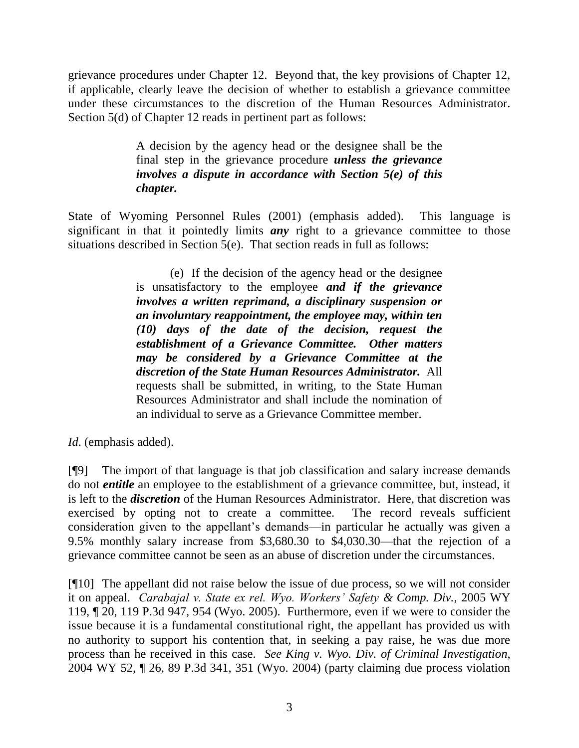grievance procedures under Chapter 12. Beyond that, the key provisions of Chapter 12, if applicable, clearly leave the decision of whether to establish a grievance committee under these circumstances to the discretion of the Human Resources Administrator. Section 5(d) of Chapter 12 reads in pertinent part as follows:

> A decision by the agency head or the designee shall be the final step in the grievance procedure ***unless the grievance involves a dispute in accordance with Section 5(e) of this chapter.***

State of Wyoming Personnel Rules (2001) (emphasis added). This language is significant in that it pointedly limits ***any*** right to a grievance committee to those situations described in Section 5(e). That section reads in full as follows:

> (e) If the decision of the agency head or the designee is unsatisfactory to the employee ***and if the grievance involves a written reprimand, a disciplinary suspension or an involuntary reappointment, the employee may, within ten (10) days of the date of the decision, request the establishment of a Grievance Committee. Other matters may be considered by a Grievance Committee at the discretion of the State Human Resources Administrator.*** All requests shall be submitted, in writing, to the State Human Resources Administrator and shall include the nomination of an individual to serve as a Grievance Committee member.

*Id*. (emphasis added).

[¶9] The import of that language is that job classification and salary increase demands do not ***entitle*** an employee to the establishment of a grievance committee, but, instead, it is left to the ***discretion*** of the Human Resources Administrator. Here, that discretion was exercised by opting not to create a committee. The record reveals sufficient consideration given to the appellant's demands—in particular he actually was given a 9.5% monthly salary increase from $3,680.30 to $4,030.30—that the rejection of a grievance committee cannot be seen as an abuse of discretion under the circumstances.

[¶10] The appellant did not raise below the issue of due process, so we will not consider it on appeal. *Carabajal v. State ex rel. Wyo. Workers' Safety & Comp. Div.*, 2005 WY 119, ¶ 20, 119 P.3d 947, 954 (Wyo. 2005). Furthermore, even if we were to consider the issue because it is a fundamental constitutional right, the appellant has provided us with no authority to support his contention that, in seeking a pay raise, he was due more process than he received in this case. *See King v. Wyo. Div. of Criminal Investigation*, 2004 WY 52, ¶ 26, 89 P.3d 341, 351 (Wyo. 2004) (party claiming due process violation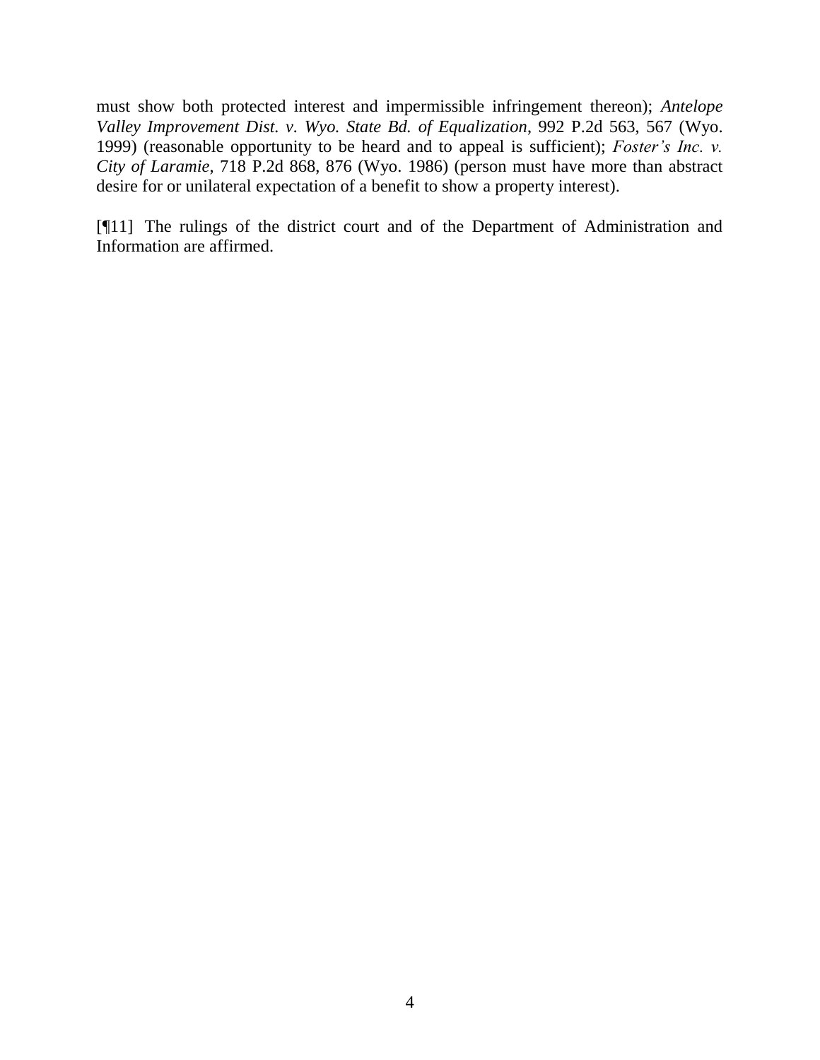must show both protected interest and impermissible infringement thereon); *Antelope Valley Improvement Dist. v. Wyo. State Bd. of Equalization*, 992 P.2d 563, 567 (Wyo. 1999) (reasonable opportunity to be heard and to appeal is sufficient); *Foster's Inc. v. City of Laramie*, 718 P.2d 868, 876 (Wyo. 1986) (person must have more than abstract desire for or unilateral expectation of a benefit to show a property interest).

[¶11] The rulings of the district court and of the Department of Administration and Information are affirmed.